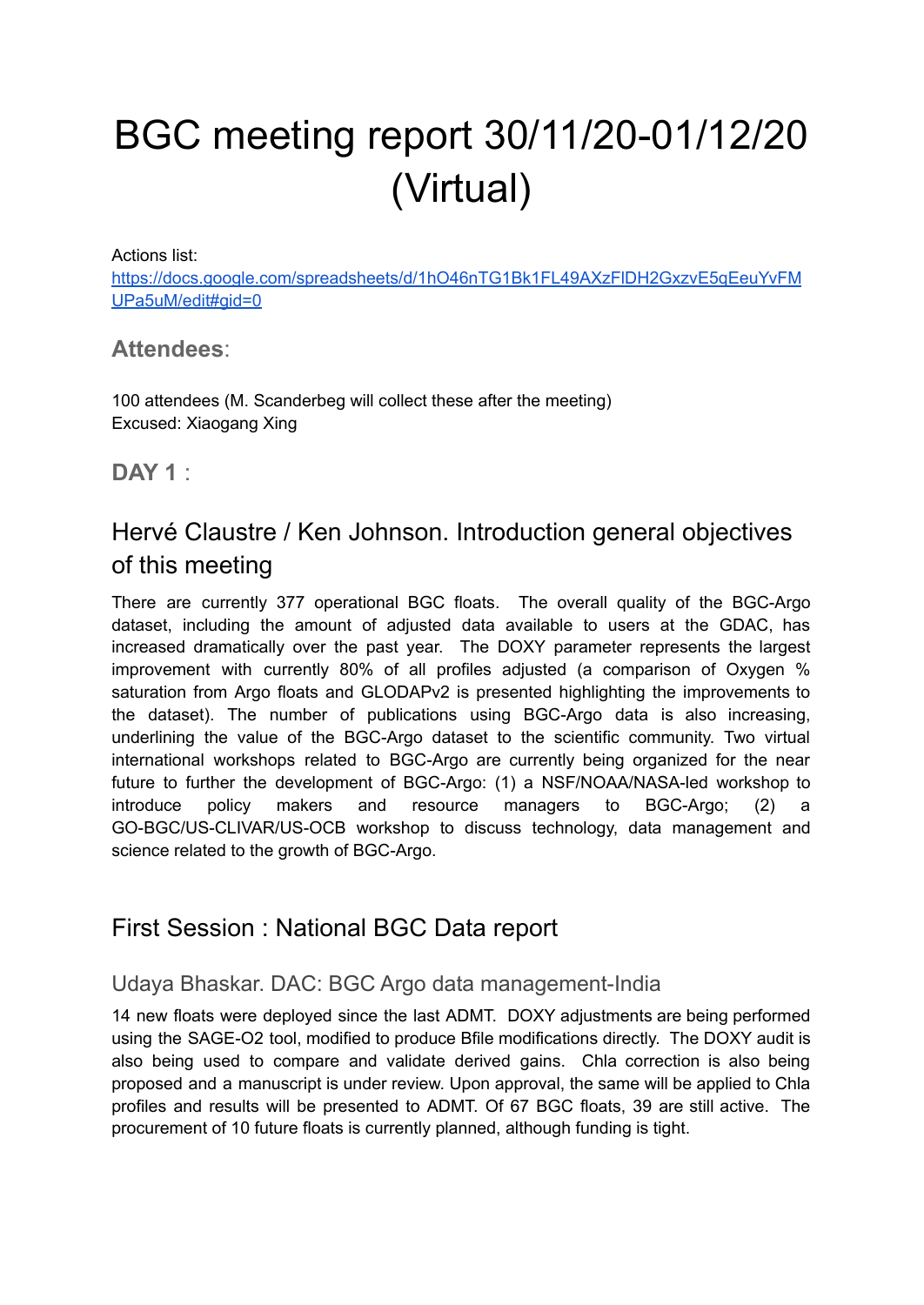# BGC meeting report 30/11/20-01/12/20 (Virtual)

Actions list:
[https://docs.google.com/spreadsheets/d/1hO46nTG1Bk1FL49AXzFlDH2GxzvE5qEeuYvFMUPa5uM/edit#gid=0](https://docs.google.com/spreadsheets/d/1hO46nTG1Bk1FL49AXzFlDH2GxzvE5qEeuYvFMUPa5uM/edit#gid=0)

### Attendees:

100 attendees (M. Scanderberg will collect these after the meeting)
Excused: Xiaogang Xing

### DAY 1 :

## Hervé Claustre / Ken Johnson. Introduction general objectives of this meeting

There are currently 377 operational BGC floats. The overall quality of the BGC-Argo dataset, including the amount of adjusted data available to users at the GDAC, has increased dramatically over the past year. The DOXY parameter represents the largest improvement with currently 80% of all profiles adjusted (a comparison of Oxygen % saturation from Argo floats and GLODAPv2 is presented highlighting the improvements to the dataset). The number of publications using BGC-Argo data is also increasing, underlining the value of the BGC-Argo dataset to the scientific community. Two virtual international workshops related to BGC-Argo are currently being organized for the near future to further the development of BGC-Argo: (1) a NSF/NOAA/NASA-led workshop to introduce policy makers and resource managers to BGC-Argo; (2) a GO-BGC/US-CLIVAR/US-OCB workshop to discuss technology, data management and science related to the growth of BGC-Argo.

## First Session : National BGC Data report

### Udaya Bhaskar. DAC: BGC Argo data management-India

14 new floats were deployed since the last ADMT. DOXY adjustments are being performed using the SAGE-O2 tool, modified to produce Bfile modifications directly. The DOXY audit is also being used to compare and validate derived gains. Chla correction is also being proposed and a manuscript is under review. Upon approval, the same will be applied to Chla profiles and results will be presented to ADMT. Of 67 BGC floats, 39 are still active. The procurement of 10 future floats is currently planned, although funding is tight.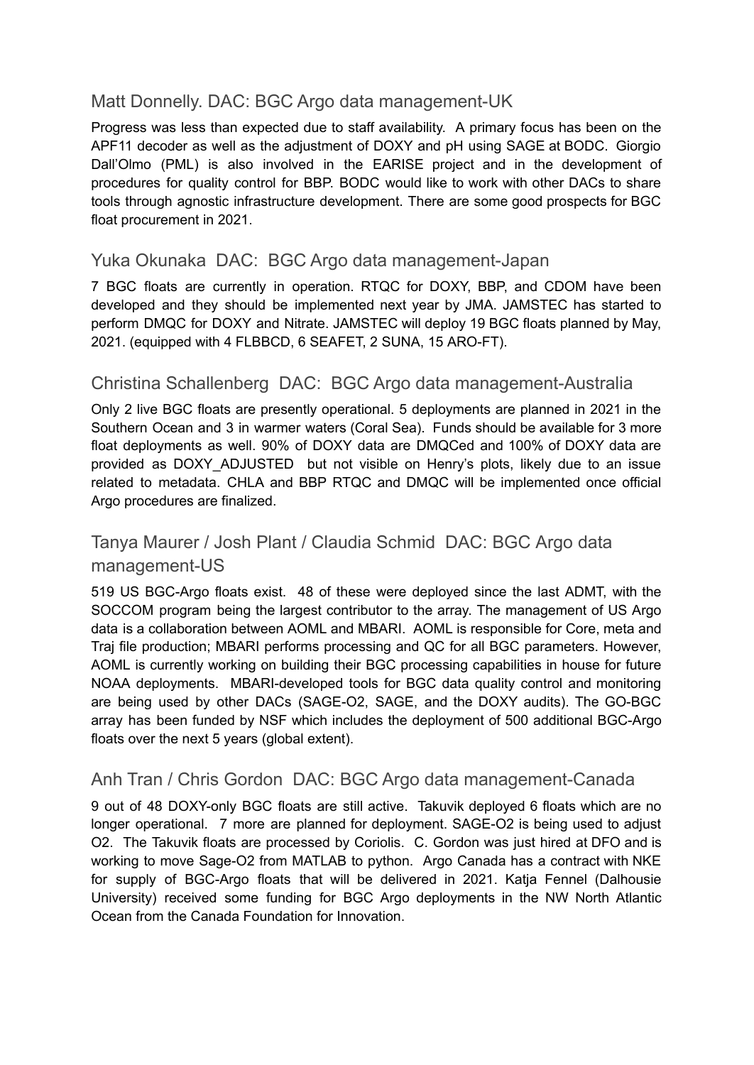## Matt Donnelly. DAC: BGC Argo data management-UK

Progress was less than expected due to staff availability. A primary focus has been on the APF11 decoder as well as the adjustment of DOXY and pH using SAGE at BODC. Giorgio Dall'Olmo (PML) is also involved in the EARISE project and in the development of procedures for quality control for BBP. BODC would like to work with other DACs to share tools through agnostic infrastructure development. There are some good prospects for BGC float procurement in 2021.

## Yuka Okunaka DAC: BGC Argo data management-Japan

7 BGC floats are currently in operation. RTQC for DOXY, BBP, and CDOM have been developed and they should be implemented next year by JMA. JAMSTEC has started to perform DMQC for DOXY and Nitrate. JAMSTEC will deploy 19 BGC floats planned by May, 2021. (equipped with 4 FLBBCD, 6 SEAFET, 2 SUNA, 15 ARO-FT).

## Christina Schallenberg DAC: BGC Argo data management-Australia

Only 2 live BGC floats are presently operational. 5 deployments are planned in 2021 in the Southern Ocean and 3 in warmer waters (Coral Sea). Funds should be available for 3 more float deployments as well. 90% of DOXY data are DMQCed and 100% of DOXY data are provided as DOXY_ADJUSTED but not visible on Henry's plots, likely due to an issue related to metadata. CHLA and BBP RTQC and DMQC will be implemented once official Argo procedures are finalized.

## Tanya Maurer / Josh Plant / Claudia Schmid DAC: BGC Argo data management-US

519 US BGC-Argo floats exist. 48 of these were deployed since the last ADMT, with the SOCCOM program being the largest contributor to the array. The management of US Argo data is a collaboration between AOML and MBARI. AOML is responsible for Core, meta and Traj file production; MBARI performs processing and QC for all BGC parameters. However, AOML is currently working on building their BGC processing capabilities in house for future NOAA deployments. MBARI-developed tools for BGC data quality control and monitoring are being used by other DACs (SAGE-O2, SAGE, and the DOXY audits). The GO-BGC array has been funded by NSF which includes the deployment of 500 additional BGC-Argo floats over the next 5 years (global extent).

## Anh Tran / Chris Gordon DAC: BGC Argo data management-Canada

9 out of 48 DOXY-only BGC floats are still active. Takuvik deployed 6 floats which are no longer operational. 7 more are planned for deployment. SAGE-O2 is being used to adjust O2. The Takuvik floats are processed by Coriolis. C. Gordon was just hired at DFO and is working to move Sage-O2 from MATLAB to python. Argo Canada has a contract with NKE for supply of BGC-Argo floats that will be delivered in 2021. Katja Fennel (Dalhousie University) received some funding for BGC Argo deployments in the NW North Atlantic Ocean from the Canada Foundation for Innovation.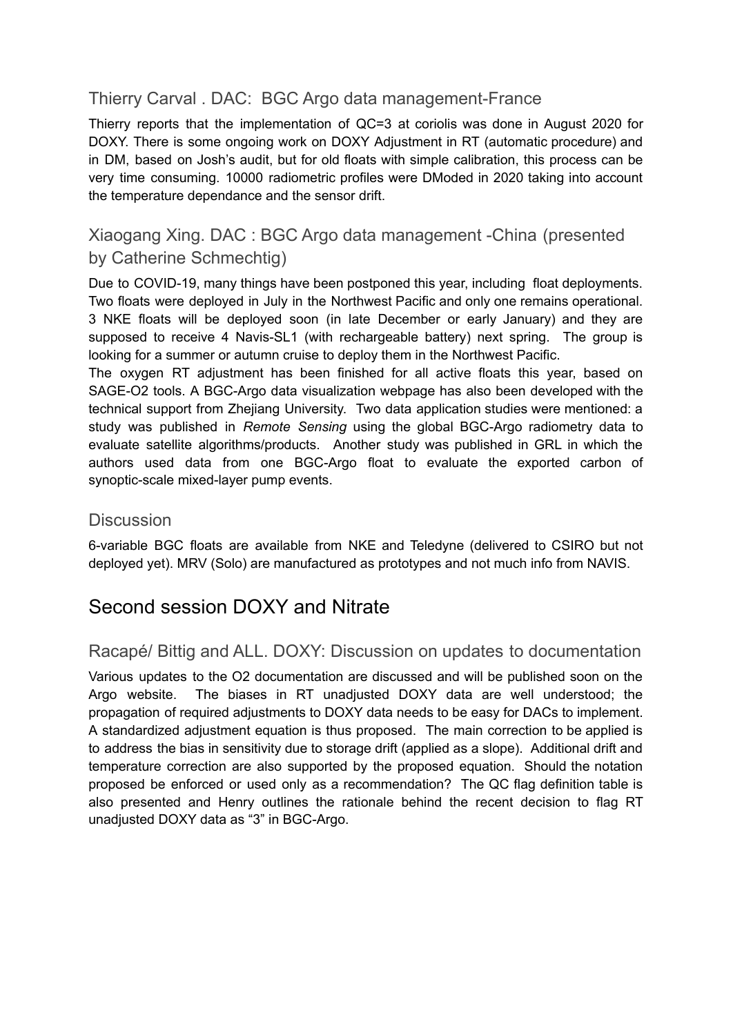### Thierry Carval . DAC: BGC Argo data management-France

Thierry reports that the implementation of QC=3 at coriolis was done in August 2020 for DOXY. There is some ongoing work on DOXY Adjustment in RT (automatic procedure) and in DM, based on Josh's audit, but for old floats with simple calibration, this process can be very time consuming. 10000 radiometric profiles were DModed in 2020 taking into account the temperature dependance and the sensor drift.

### Xiaogang Xing. DAC : BGC Argo data management -China (presented by Catherine Schmechtig)

Due to COVID-19, many things have been postponed this year, including float deployments. Two floats were deployed in July in the Northwest Pacific and only one remains operational. 3 NKE floats will be deployed soon (in late December or early January) and they are supposed to receive 4 Navis-SL1 (with rechargeable battery) next spring. The group is looking for a summer or autumn cruise to deploy them in the Northwest Pacific.

The oxygen RT adjustment has been finished for all active floats this year, based on SAGE-O2 tools. A BGC-Argo data visualization webpage has also been developed with the technical support from Zhejiang University. Two data application studies were mentioned: a study was published in *Remote Sensing* using the global BGC-Argo radiometry data to evaluate satellite algorithms/products. Another study was published in GRL in which the authors used data from one BGC-Argo float to evaluate the exported carbon of synoptic-scale mixed-layer pump events.

### Discussion

6-variable BGC floats are available from NKE and Teledyne (delivered to CSIRO but not deployed yet). MRV (Solo) are manufactured as prototypes and not much info from NAVIS.

## Second session DOXY and Nitrate

### Racapé/ Bittig and ALL. DOXY: Discussion on updates to documentation

Various updates to the O2 documentation are discussed and will be published soon on the Argo website. The biases in RT unadjusted DOXY data are well understood; the propagation of required adjustments to DOXY data needs to be easy for DACs to implement. A standardized adjustment equation is thus proposed. The main correction to be applied is to address the bias in sensitivity due to storage drift (applied as a slope). Additional drift and temperature correction are also supported by the proposed equation. Should the notation proposed be enforced or used only as a recommendation? The QC flag definition table is also presented and Henry outlines the rationale behind the recent decision to flag RT unadjusted DOXY data as "3" in BGC-Argo.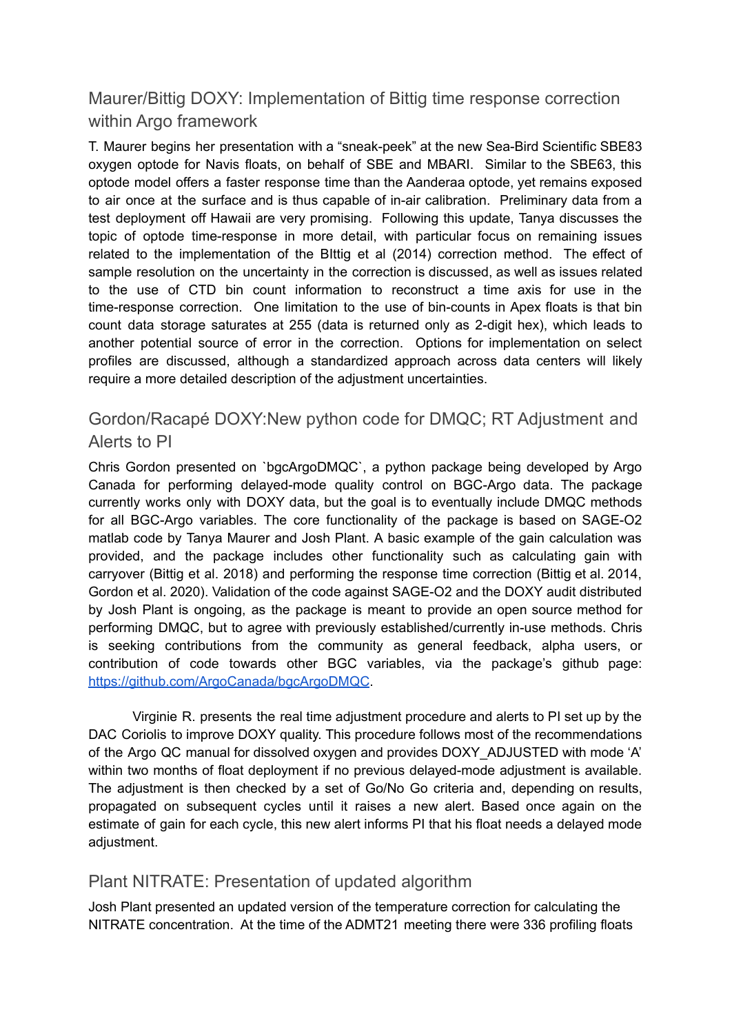## Maurer/Bittig DOXY: Implementation of Bittig time response correction within Argo framework

T. Maurer begins her presentation with a "sneak-peek" at the new Sea-Bird Scientific SBE83 oxygen optode for Navis floats, on behalf of SBE and MBARI. Similar to the SBE63, this optode model offers a faster response time than the Aanderaa optode, yet remains exposed to air once at the surface and is thus capable of in-air calibration. Preliminary data from a test deployment off Hawaii are very promising. Following this update, Tanya discusses the topic of optode time-response in more detail, with particular focus on remaining issues related to the implementation of the BIttig et al (2014) correction method. The effect of sample resolution on the uncertainty in the correction is discussed, as well as issues related to the use of CTD bin count information to reconstruct a time axis for use in the time-response correction. One limitation to the use of bin-counts in Apex floats is that bin count data storage saturates at 255 (data is returned only as 2-digit hex), which leads to another potential source of error in the correction. Options for implementation on select profiles are discussed, although a standardized approach across data centers will likely require a more detailed description of the adjustment uncertainties.

## Gordon/Racapé DOXY:New python code for DMQC; RT Adjustment and Alerts to PI

Chris Gordon presented on `bgcArgoDMQC`, a python package being developed by Argo Canada for performing delayed-mode quality control on BGC-Argo data. The package currently works only with DOXY data, but the goal is to eventually include DMQC methods for all BGC-Argo variables. The core functionality of the package is based on SAGE-O2 matlab code by Tanya Maurer and Josh Plant. A basic example of the gain calculation was provided, and the package includes other functionality such as calculating gain with carryover (Bittig et al. 2018) and performing the response time correction (Bittig et al. 2014, Gordon et al. 2020). Validation of the code against SAGE-O2 and the DOXY audit distributed by Josh Plant is ongoing, as the package is meant to provide an open source method for performing DMQC, but to agree with previously established/currently in-use methods. Chris is seeking contributions from the community as general feedback, alpha users, or contribution of code towards other BGC variables, via the package's github page: [https://github.com/ArgoCanada/bgcArgoDMQC](https://github.com/ArgoCanada/bgcArgoDMQC).

Virginie R. presents the real time adjustment procedure and alerts to PI set up by the DAC Coriolis to improve DOXY quality. This procedure follows most of the recommendations of the Argo QC manual for dissolved oxygen and provides DOXY_ADJUSTED with mode 'A' within two months of float deployment if no previous delayed-mode adjustment is available. The adjustment is then checked by a set of Go/No Go criteria and, depending on results, propagated on subsequent cycles until it raises a new alert. Based once again on the estimate of gain for each cycle, this new alert informs PI that his float needs a delayed mode adjustment.

## Plant NITRATE: Presentation of updated algorithm

Josh Plant presented an updated version of the temperature correction for calculating the NITRATE concentration. At the time of the ADMT21 meeting there were 336 profiling floats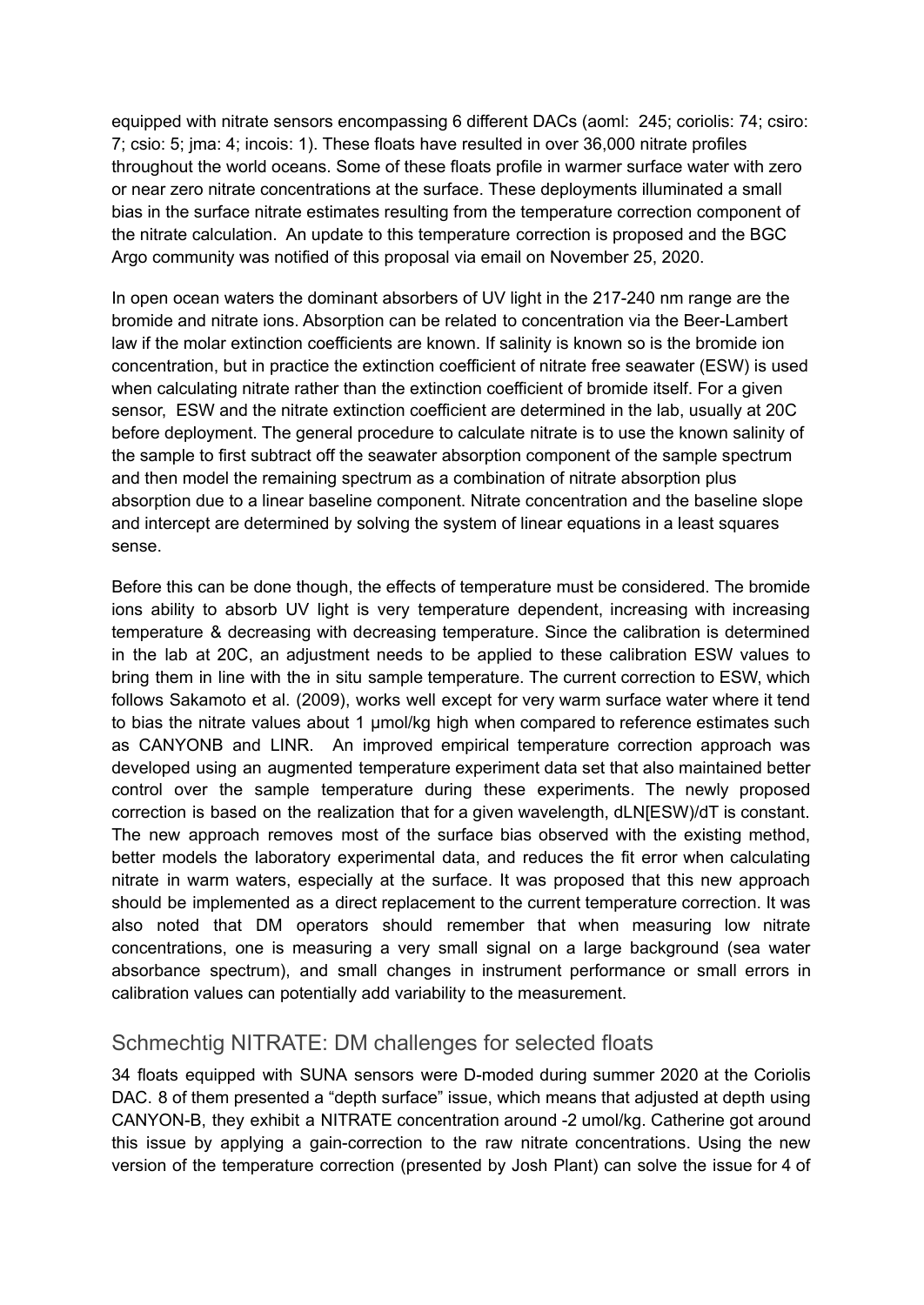equipped with nitrate sensors encompassing 6 different DACs (aoml: 245; coriolis: 74; csiro: 7; csio: 5; jma: 4; incois: 1). These floats have resulted in over 36,000 nitrate profiles throughout the world oceans. Some of these floats profile in warmer surface water with zero or near zero nitrate concentrations at the surface. These deployments illuminated a small bias in the surface nitrate estimates resulting from the temperature correction component of the nitrate calculation. An update to this temperature correction is proposed and the BGC Argo community was notified of this proposal via email on November 25, 2020.

In open ocean waters the dominant absorbers of UV light in the 217-240 nm range are the bromide and nitrate ions. Absorption can be related to concentration via the Beer-Lambert law if the molar extinction coefficients are known. If salinity is known so is the bromide ion concentration, but in practice the extinction coefficient of nitrate free seawater (ESW) is used when calculating nitrate rather than the extinction coefficient of bromide itself. For a given sensor, ESW and the nitrate extinction coefficient are determined in the lab, usually at 20C before deployment. The general procedure to calculate nitrate is to use the known salinity of the sample to first subtract off the seawater absorption component of the sample spectrum and then model the remaining spectrum as a combination of nitrate absorption plus absorption due to a linear baseline component. Nitrate concentration and the baseline slope and intercept are determined by solving the system of linear equations in a least squares sense.

Before this can be done though, the effects of temperature must be considered. The bromide ions ability to absorb UV light is very temperature dependent, increasing with increasing temperature & decreasing with decreasing temperature. Since the calibration is determined in the lab at 20C, an adjustment needs to be applied to these calibration ESW values to bring them in line with the in situ sample temperature. The current correction to ESW, which follows Sakamoto et al. (2009), works well except for very warm surface water where it tend to bias the nitrate values about 1 µmol/kg high when compared to reference estimates such as CANYONB and LINR. An improved empirical temperature correction approach was developed using an augmented temperature experiment data set that also maintained better control over the sample temperature during these experiments. The newly proposed correction is based on the realization that for a given wavelength, dLN[ESW]/dT is constant. The new approach removes most of the surface bias observed with the existing method, better models the laboratory experimental data, and reduces the fit error when calculating nitrate in warm waters, especially at the surface. It was proposed that this new approach should be implemented as a direct replacement to the current temperature correction. It was also noted that DM operators should remember that when measuring low nitrate concentrations, one is measuring a very small signal on a large background (sea water absorbance spectrum), and small changes in instrument performance or small errors in calibration values can potentially add variability to the measurement.

## Schmechtig NITRATE: DM challenges for selected floats

34 floats equipped with SUNA sensors were D-moded during summer 2020 at the Coriolis DAC. 8 of them presented a "depth surface" issue, which means that adjusted at depth using CANYON-B, they exhibit a NITRATE concentration around -2 umol/kg. Catherine got around this issue by applying a gain-correction to the raw nitrate concentrations. Using the new version of the temperature correction (presented by Josh Plant) can solve the issue for 4 of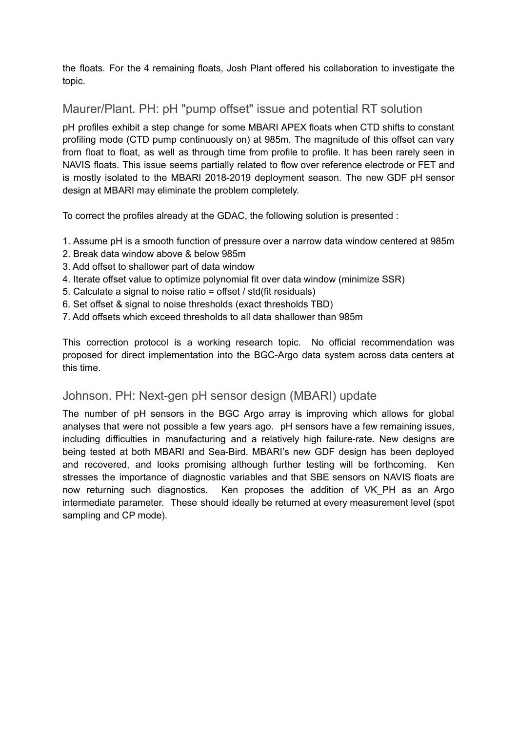the floats. For the 4 remaining floats, Josh Plant offered his collaboration to investigate the topic.

## Maurer/Plant. PH: pH "pump offset" issue and potential RT solution

pH profiles exhibit a step change for some MBARI APEX floats when CTD shifts to constant profiling mode (CTD pump continuously on) at 985m. The magnitude of this offset can vary from float to float, as well as through time from profile to profile. It has been rarely seen in NAVIS floats. This issue seems partially related to flow over reference electrode or FET and is mostly isolated to the MBARI 2018-2019 deployment season. The new GDF pH sensor design at MBARI may eliminate the problem completely.

To correct the profiles already at the GDAC, the following solution is presented :

1. Assume pH is a smooth function of pressure over a narrow data window centered at 985m
2. Break data window above & below 985m
3. Add offset to shallower part of data window
4. Iterate offset value to optimize polynomial fit over data window (minimize SSR)
5. Calculate a signal to noise ratio = offset / std(fit residuals)
6. Set offset & signal to noise thresholds (exact thresholds TBD)
7. Add offsets which exceed thresholds to all data shallower than 985m

This correction protocol is a working research topic. No official recommendation was proposed for direct implementation into the BGC-Argo data system across data centers at this time.

## Johnson. PH: Next-gen pH sensor design (MBARI) update

The number of pH sensors in the BGC Argo array is improving which allows for global analyses that were not possible a few years ago. pH sensors have a few remaining issues, including difficulties in manufacturing and a relatively high failure-rate. New designs are being tested at both MBARI and Sea-Bird. MBARI's new GDF design has been deployed and recovered, and looks promising although further testing will be forthcoming. Ken stresses the importance of diagnostic variables and that SBE sensors on NAVIS floats are now returning such diagnostics. Ken proposes the addition of VK_PH as an Argo intermediate parameter. These should ideally be returned at every measurement level (spot sampling and CP mode).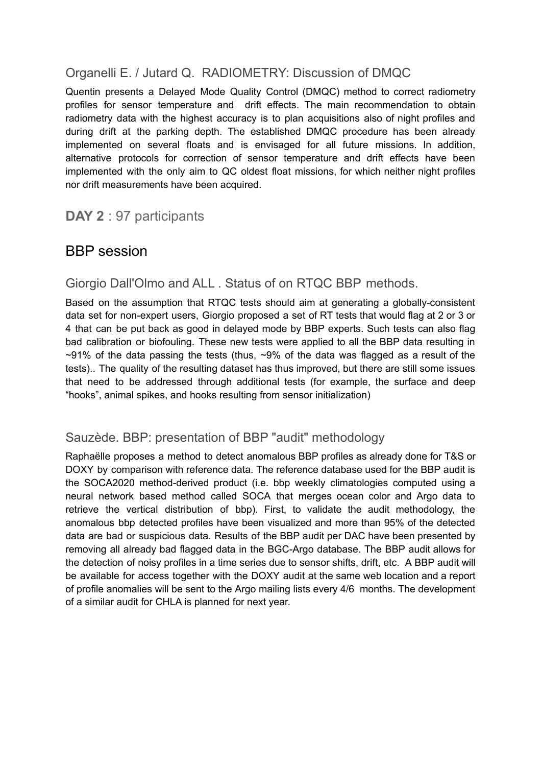### Organelli E. / Jutard Q. RADIOMETRY: Discussion of DMQC

Quentin presents a Delayed Mode Quality Control (DMQC) method to correct radiometry profiles for sensor temperature and drift effects. The main recommendation to obtain radiometry data with the highest accuracy is to plan acquisitions also of night profiles and during drift at the parking depth. The established DMQC procedure has been already implemented on several floats and is envisaged for all future missions. In addition, alternative protocols for correction of sensor temperature and drift effects have been implemented with the only aim to QC oldest float missions, for which neither night profiles nor drift measurements have been acquired.

## **DAY 2** : 97 participants

## BBP session

### Giorgio Dall'Olmo and ALL . Status of on RTQC BBP methods.

Based on the assumption that RTQC tests should aim at generating a globally-consistent data set for non-expert users, Giorgio proposed a set of RT tests that would flag at 2 or 3 or 4 that can be put back as good in delayed mode by BBP experts. Such tests can also flag bad calibration or biofouling. These new tests were applied to all the BBP data resulting in ~91% of the data passing the tests (thus, ~9% of the data was flagged as a result of the tests).. The quality of the resulting dataset has thus improved, but there are still some issues that need to be addressed through additional tests (for example, the surface and deep “hooks”, animal spikes, and hooks resulting from sensor initialization)

### Sauzède. BBP: presentation of BBP "audit" methodology

Raphaëlle proposes a method to detect anomalous BBP profiles as already done for T&S or DOXY by comparison with reference data. The reference database used for the BBP audit is the SOCA2020 method-derived product (i.e. bbp weekly climatologies computed using a neural network based method called SOCA that merges ocean color and Argo data to retrieve the vertical distribution of bbp). First, to validate the audit methodology, the anomalous bbp detected profiles have been visualized and more than 95% of the detected data are bad or suspicious data. Results of the BBP audit per DAC have been presented by removing all already bad flagged data in the BGC-Argo database. The BBP audit allows for the detection of noisy profiles in a time series due to sensor shifts, drift, etc. A BBP audit will be available for access together with the DOXY audit at the same web location and a report of profile anomalies will be sent to the Argo mailing lists every 4/6 months. The development of a similar audit for CHLA is planned for next year.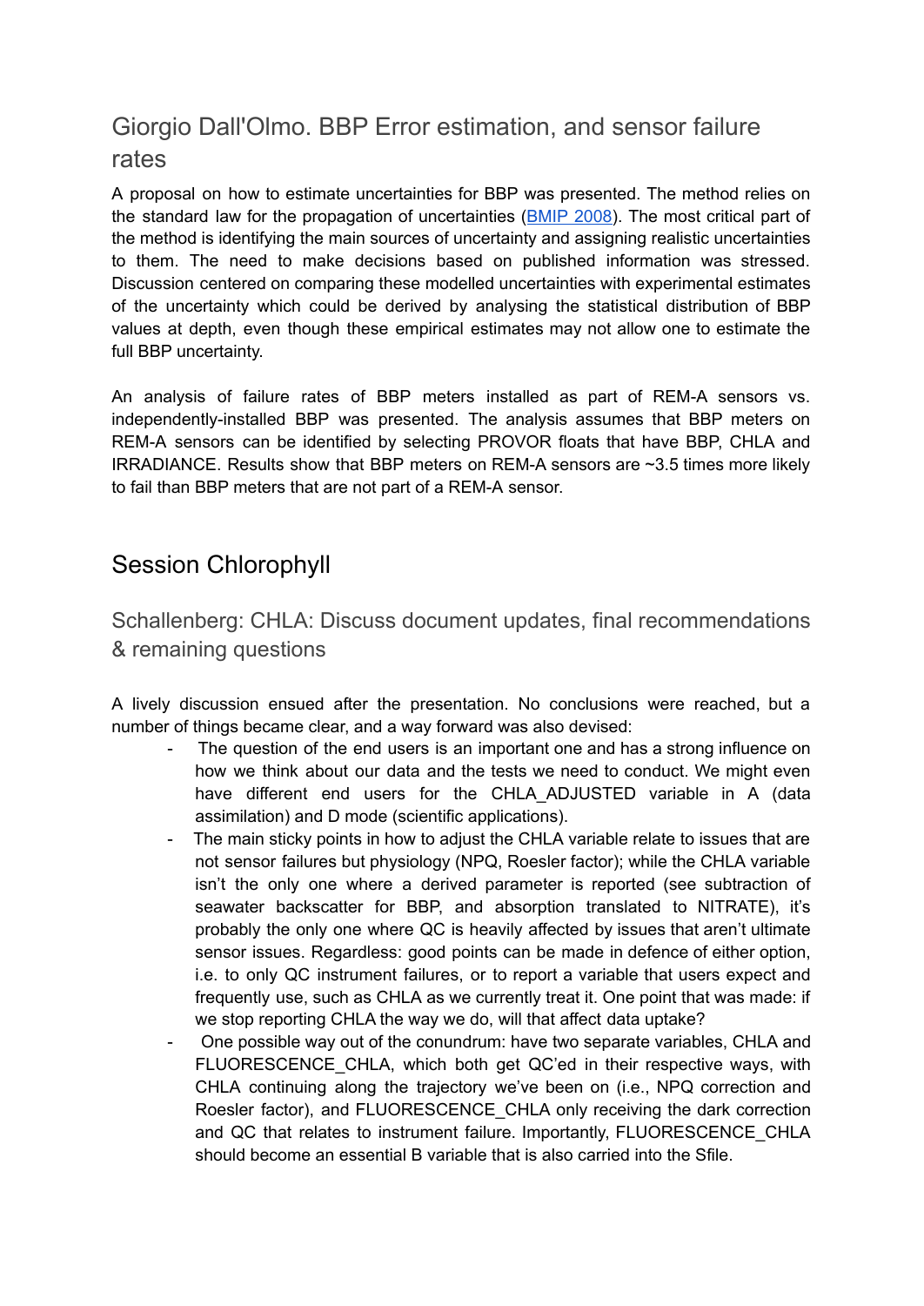### Giorgio Dall'Olmo. BBP Error estimation, and sensor failure rates

A proposal on how to estimate uncertainties for BBP was presented. The method relies on the standard law for the propagation of uncertainties (BMIP 2008). The most critical part of the method is identifying the main sources of uncertainty and assigning realistic uncertainties to them. The need to make decisions based on published information was stressed. Discussion centered on comparing these modelled uncertainties with experimental estimates of the uncertainty which could be derived by analysing the statistical distribution of BBP values at depth, even though these empirical estimates may not allow one to estimate the full BBP uncertainty.

An analysis of failure rates of BBP meters installed as part of REM-A sensors vs. independently-installed BBP was presented. The analysis assumes that BBP meters on REM-A sensors can be identified by selecting PROVOR floats that have BBP, CHLA and IRRADIANCE. Results show that BBP meters on REM-A sensors are ~3.5 times more likely to fail than BBP meters that are not part of a REM-A sensor.

## Session Chlorophyll

### Schallenberg: CHLA: Discuss document updates, final recommendations & remaining questions

A lively discussion ensued after the presentation. No conclusions were reached, but a number of things became clear, and a way forward was also devised:

- The question of the end users is an important one and has a strong influence on how we think about our data and the tests we need to conduct. We might even have different end users for the CHLA_ADJUSTED variable in A (data assimilation) and D mode (scientific applications).
- The main sticky points in how to adjust the CHLA variable relate to issues that are not sensor failures but physiology (NPQ, Roesler factor); while the CHLA variable isn't the only one where a derived parameter is reported (see subtraction of seawater backscatter for BBP, and absorption translated to NITRATE), it's probably the only one where QC is heavily affected by issues that aren't ultimate sensor issues. Regardless: good points can be made in defence of either option, i.e. to only QC instrument failures, or to report a variable that users expect and frequently use, such as CHLA as we currently treat it. One point that was made: if we stop reporting CHLA the way we do, will that affect data uptake?
- One possible way out of the conundrum: have two separate variables, CHLA and FLUORESCENCE_CHLA, which both get QC'ed in their respective ways, with CHLA continuing along the trajectory we've been on (i.e., NPQ correction and Roesler factor), and FLUORESCENCE_CHLA only receiving the dark correction and QC that relates to instrument failure. Importantly, FLUORESCENCE_CHLA should become an essential B variable that is also carried into the Sfile.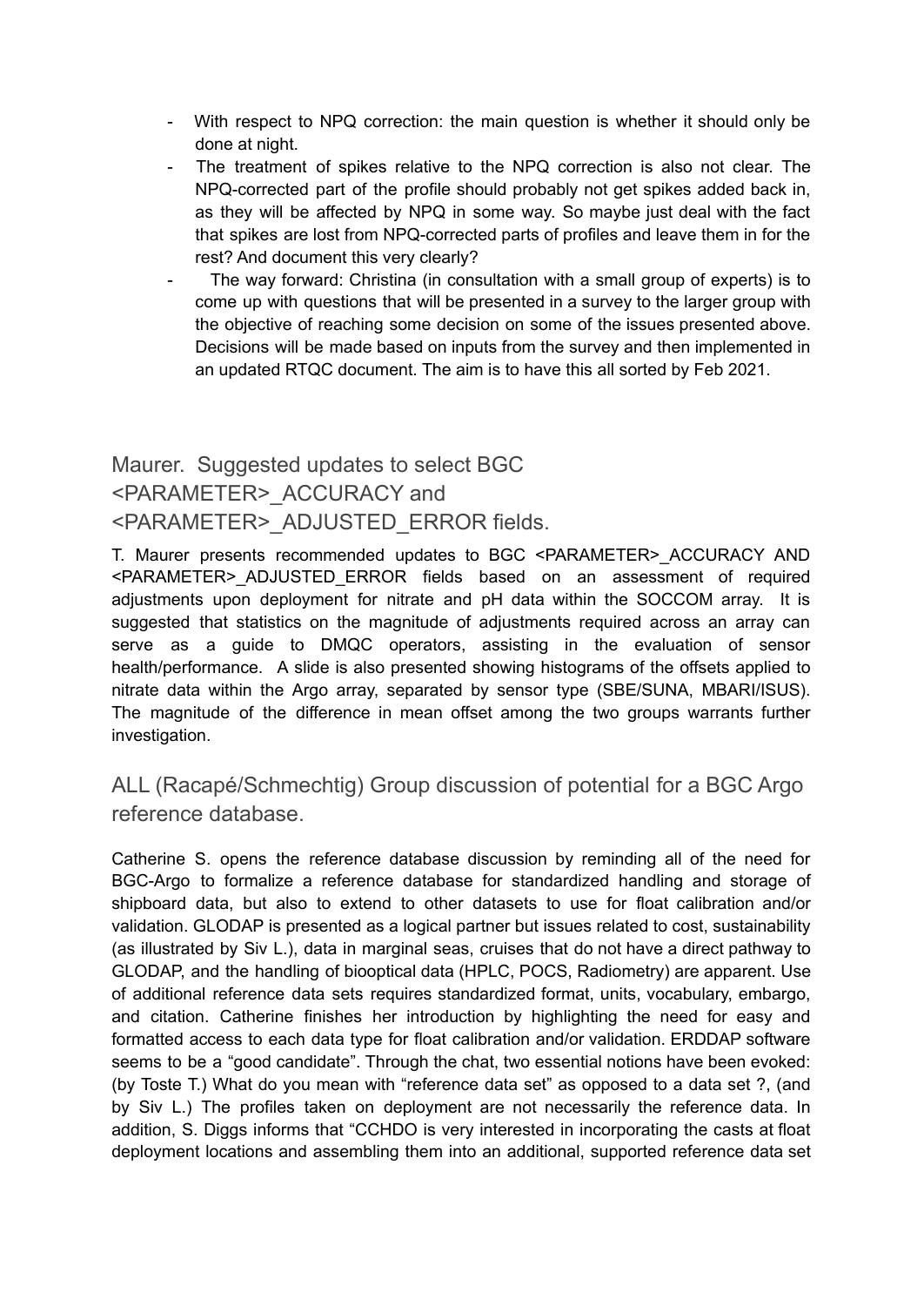- With respect to NPQ correction: the main question is whether it should only be done at night.
- The treatment of spikes relative to the NPQ correction is also not clear. The NPQ-corrected part of the profile should probably not get spikes added back in, as they will be affected by NPQ in some way. So maybe just deal with the fact that spikes are lost from NPQ-corrected parts of profiles and leave them in for the rest? And document this very clearly?
- The way forward: Christina (in consultation with a small group of experts) is to come up with questions that will be presented in a survey to the larger group with the objective of reaching some decision on some of the issues presented above. Decisions will be made based on inputs from the survey and then implemented in an updated RTQC document. The aim is to have this all sorted by Feb 2021.

## Maurer. Suggested updates to select BGC <PARAMETER>_ACCURACY and <PARAMETER>_ADJUSTED_ERROR fields.

T. Maurer presents recommended updates to BGC <PARAMETER>_ACCURACY AND <PARAMETER>_ADJUSTED_ERROR fields based on an assessment of required adjustments upon deployment for nitrate and pH data within the SOCCOM array. It is suggested that statistics on the magnitude of adjustments required across an array can serve as a guide to DMQC operators, assisting in the evaluation of sensor health/performance. A slide is also presented showing histograms of the offsets applied to nitrate data within the Argo array, separated by sensor type (SBE/SUNA, MBARI/ISUS). The magnitude of the difference in mean offset among the two groups warrants further investigation.

## ALL (Racapé/Schmechtig) Group discussion of potential for a BGC Argo reference database.

Catherine S. opens the reference database discussion by reminding all of the need for BGC-Argo to formalize a reference database for standardized handling and storage of shipboard data, but also to extend to other datasets to use for float calibration and/or validation. GLODAP is presented as a logical partner but issues related to cost, sustainability (as illustrated by Siv L.), data in marginal seas, cruises that do not have a direct pathway to GLODAP, and the handling of biooptical data (HPLC, POCS, Radiometry) are apparent. Use of additional reference data sets requires standardized format, units, vocabulary, embargo, and citation. Catherine finishes her introduction by highlighting the need for easy and formatted access to each data type for float calibration and/or validation. ERDDAP software seems to be a "good candidate". Through the chat, two essential notions have been evoked: (by Toste T.) What do you mean with "reference data set" as opposed to a data set ?, (and by Siv L.) The profiles taken on deployment are not necessarily the reference data. In addition, S. Diggs informs that "CCHDO is very interested in incorporating the casts at float deployment locations and assembling them into an additional, supported reference data set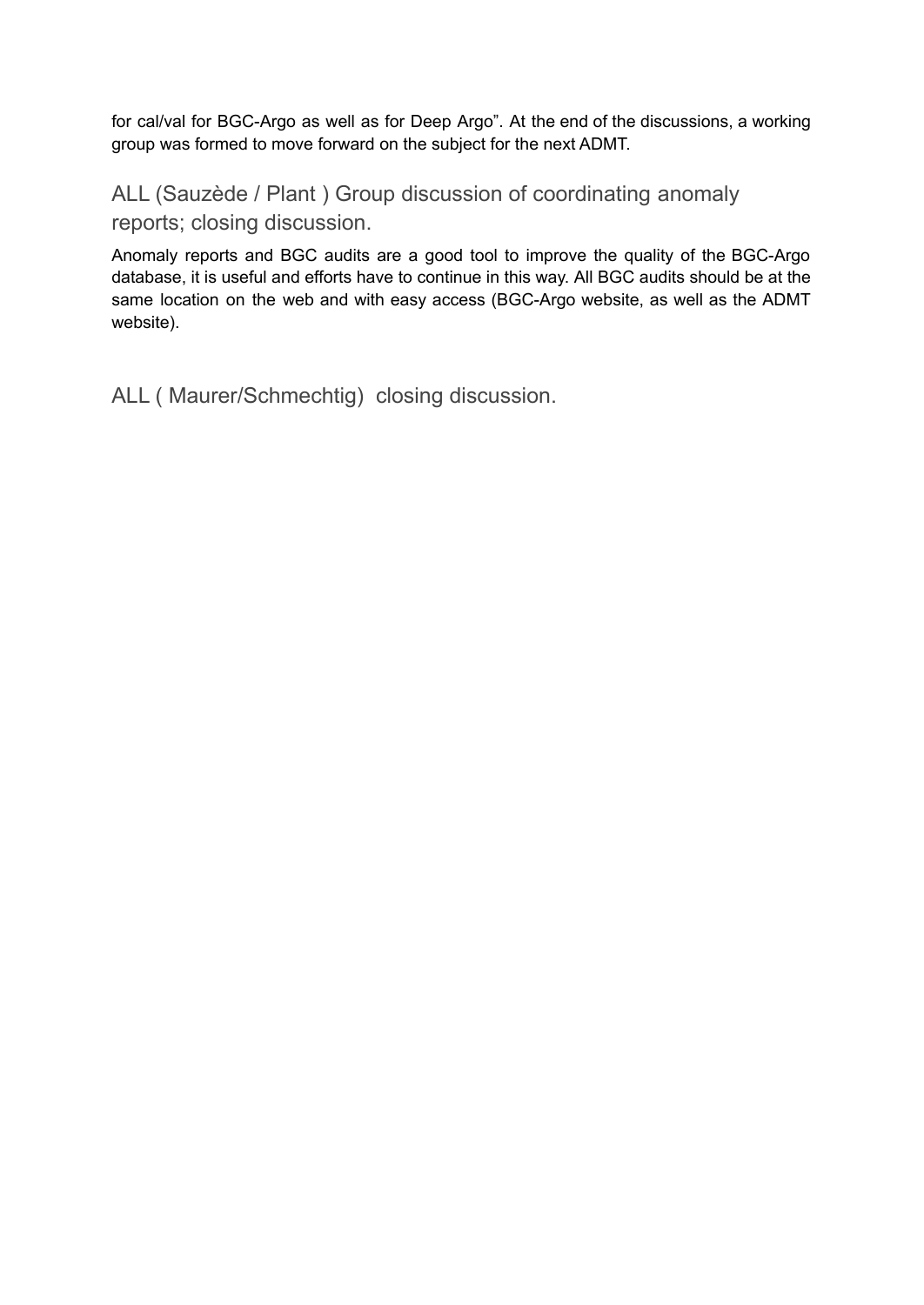for cal/val for BGC-Argo as well as for Deep Argo”. At the end of the discussions, a working group was formed to move forward on the subject for the next ADMT.

## ALL (Sauzède / Plant ) Group discussion of coordinating anomaly reports; closing discussion.

Anomaly reports and BGC audits are a good tool to improve the quality of the BGC-Argo database, it is useful and efforts have to continue in this way. All BGC audits should be at the same location on the web and with easy access (BGC-Argo website, as well as the ADMT website).

## ALL ( Maurer/Schmechtig) closing discussion.